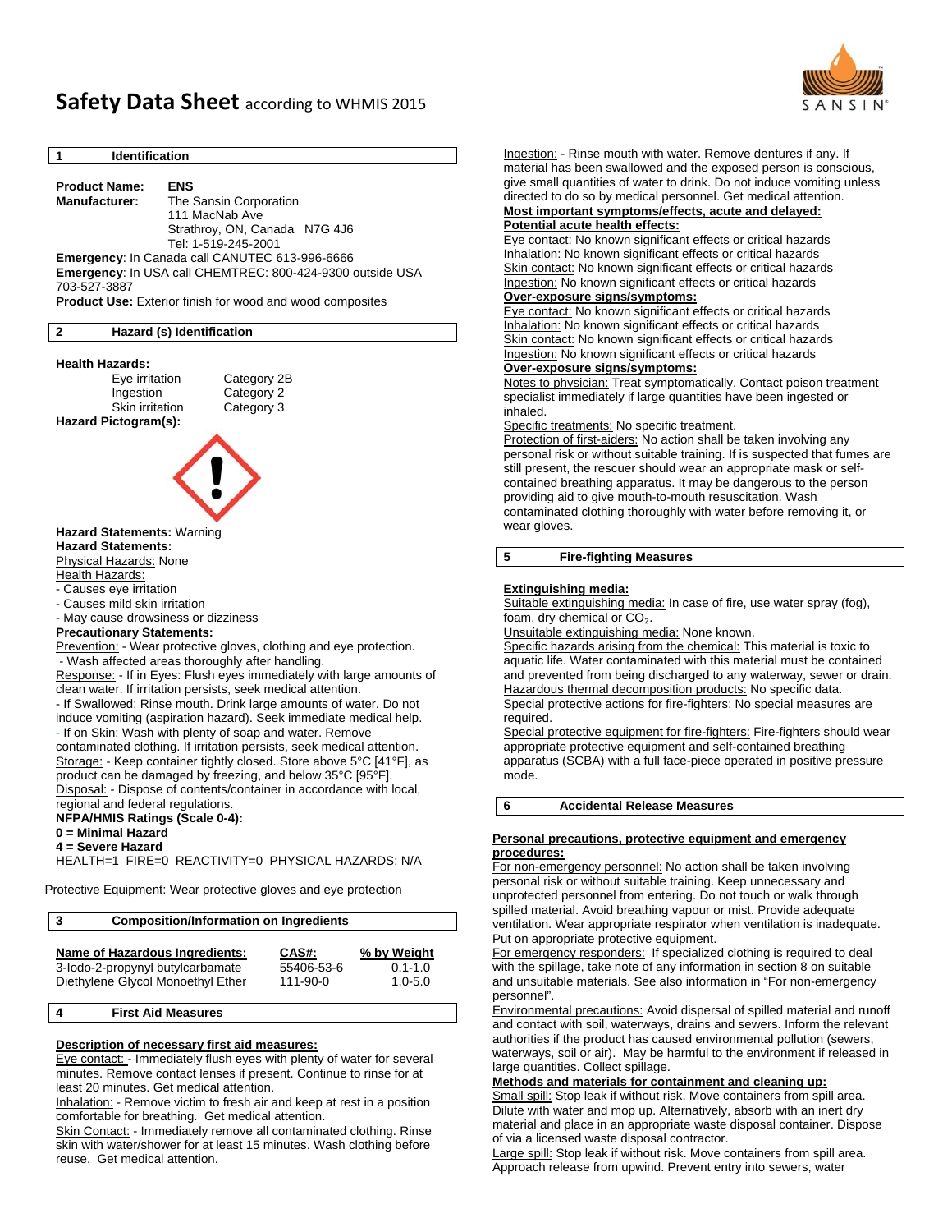# Safety Data Sheet according to WHMIS 2015

## 1 Identification

**Product Name:** ENS

**Manufacturer:** The Sansin Corporation
111 MacNab Ave
Strathroy, ON, Canada N7G 4J6
Tel: 1-519-245-2001

**Emergency**: In Canada call CANUTEC 613-996-6666

**Emergency**: In USA call CHEMTREC: 800-424-9300 outside USA 703-527-3887

**Product Use:** Exterior finish for wood and wood composites

## 2 Hazard (s) Identification

**Health Hazards:**

| | |
|---|---|
| Eye irritation | Category 2B |
| Ingestion | Category 2 |
| Skin irritation | Category 3 |

**Hazard Pictogram(s):**

**Hazard Statements:** Warning

**Hazard Statements:**

Physical Hazards: None

Health Hazards:

- Causes eye irritation
- Causes mild skin irritation
- May cause drowsiness or dizziness

**Precautionary Statements:**

Prevention: - Wear protective gloves, clothing and eye protection.
- Wash affected areas thoroughly after handling.

Response: - If in Eyes: Flush eyes immediately with large amounts of clean water. If irritation persists, seek medical attention.
- If Swallowed: Rinse mouth. Drink large amounts of water. Do not induce vomiting (aspiration hazard). Seek immediate medical help.
- If on Skin: Wash with plenty of soap and water. Remove contaminated clothing. If irritation persists, seek medical attention.

Storage: - Keep container tightly closed. Store above 5°C [41°F], as product can be damaged by freezing, and below 35°C [95°F].

Disposal: - Dispose of contents/container in accordance with local, regional and federal regulations.

**NFPA/HMIS Ratings (Scale 0-4):**
**0 = Minimal Hazard**
**4 = Severe Hazard**

HEALTH=1 FIRE=0 REACTIVITY=0 PHYSICAL HAZARDS: N/A

Protective Equipment: Wear protective gloves and eye protection

## 3 Composition/Information on Ingredients

| Name of Hazardous Ingredients: | CAS#: | % by Weight |
|---|---|---|
| 3-Iodo-2-propynyl butylcarbamate | 55406-53-6 | 0.1-1.0 |
| Diethylene Glycol Monoethyl Ether | 111-90-0 | 1.0-5.0 |

## 4 First Aid Measures

**Description of necessary first aid measures:**

Eye contact: - Immediately flush eyes with plenty of water for several minutes. Remove contact lenses if present. Continue to rinse for at least 20 minutes. Get medical attention.

Inhalation: - Remove victim to fresh air and keep at rest in a position comfortable for breathing. Get medical attention.

Skin Contact: - Immediately remove all contaminated clothing. Rinse skin with water/shower for at least 15 minutes. Wash clothing before reuse. Get medical attention.

Ingestion: - Rinse mouth with water. Remove dentures if any. If material has been swallowed and the exposed person is conscious, give small quantities of water to drink. Do not induce vomiting unless directed to do so by medical personnel. Get medical attention.

**Most important symptoms/effects, acute and delayed:**

**Potential acute health effects:**

Eye contact: No known significant effects or critical hazards
Inhalation: No known significant effects or critical hazards
Skin contact: No known significant effects or critical hazards
Ingestion: No known significant effects or critical hazards

**Over-exposure signs/symptoms:**

Eye contact: No known significant effects or critical hazards
Inhalation: No known significant effects or critical hazards
Skin contact: No known significant effects or critical hazards
Ingestion: No known significant effects or critical hazards

**Over-exposure signs/symptoms:**

Notes to physician: Treat symptomatically. Contact poison treatment specialist immediately if large quantities have been ingested or inhaled.

Specific treatments: No specific treatment.

Protection of first-aiders: No action shall be taken involving any personal risk or without suitable training. If is suspected that fumes are still present, the rescuer should wear an appropriate mask or self-contained breathing apparatus. It may be dangerous to the person providing aid to give mouth-to-mouth resuscitation. Wash contaminated clothing thoroughly with water before removing it, or wear gloves.

## 5 Fire-fighting Measures

**Extinguishing media:**

Suitable extinguishing media: In case of fire, use water spray (fog), foam, dry chemical or $CO_2$.

Unsuitable extinguishing media: None known.

Specific hazards arising from the chemical: This material is toxic to aquatic life. Water contaminated with this material must be contained and prevented from being discharged to any waterway, sewer or drain.

Hazardous thermal decomposition products: No specific data.

Special protective actions for fire-fighters: No special measures are required.

Special protective equipment for fire-fighters: Fire-fighters should wear appropriate protective equipment and self-contained breathing apparatus (SCBA) with a full face-piece operated in positive pressure mode.

## 6 Accidental Release Measures

**Personal precautions, protective equipment and emergency procedures:**

For non-emergency personnel: No action shall be taken involving personal risk or without suitable training. Keep unnecessary and unprotected personnel from entering. Do not touch or walk through spilled material. Avoid breathing vapour or mist. Provide adequate ventilation. Wear appropriate respirator when ventilation is inadequate. Put on appropriate protective equipment.

For emergency responders: If specialized clothing is required to deal with the spillage, take note of any information in section 8 on suitable and unsuitable materials. See also information in "For non-emergency personnel".

Environmental precautions: Avoid dispersal of spilled material and runoff and contact with soil, waterways, drains and sewers. Inform the relevant authorities if the product has caused environmental pollution (sewers, waterways, soil or air). May be harmful to the environment if released in large quantities. Collect spillage.

**Methods and materials for containment and cleaning up:**

Small spill: Stop leak if without risk. Move containers from spill area. Dilute with water and mop up. Alternatively, absorb with an inert dry material and place in an appropriate waste disposal container. Dispose of via a licensed waste disposal contractor.

Large spill: Stop leak if without risk. Move containers from spill area. Approach release from upwind. Prevent entry into sewers, water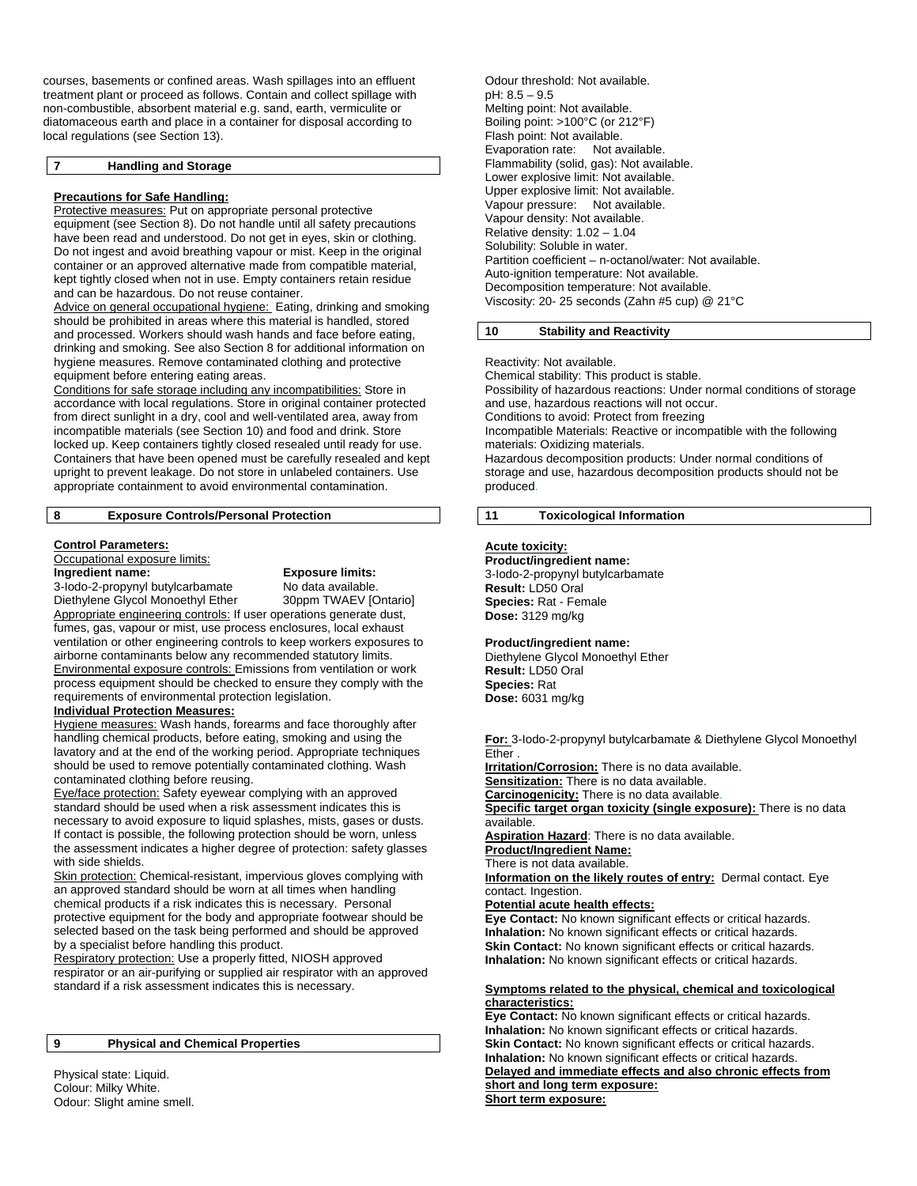courses, basements or confined areas. Wash spillages into an effluent treatment plant or proceed as follows. Contain and collect spillage with non-combustible, absorbent material e.g. sand, earth, vermiculite or diatomaceous earth and place in a container for disposal according to local regulations (see Section 13).

## 7 Handling and Storage

**Precautions for Safe Handling:**

Protective measures: Put on appropriate personal protective equipment (see Section 8). Do not handle until all safety precautions have been read and understood. Do not get in eyes, skin or clothing. Do not ingest and avoid breathing vapour or mist. Keep in the original container or an approved alternative made from compatible material, kept tightly closed when not in use. Empty containers retain residue and can be hazardous. Do not reuse container.

Advice on general occupational hygiene: Eating, drinking and smoking should be prohibited in areas where this material is handled, stored and processed. Workers should wash hands and face before eating, drinking and smoking. See also Section 8 for additional information on hygiene measures. Remove contaminated clothing and protective equipment before entering eating areas.

Conditions for safe storage including any incompatibilities: Store in accordance with local regulations. Store in original container protected from direct sunlight in a dry, cool and well-ventilated area, away from incompatible materials (see Section 10) and food and drink. Store locked up. Keep containers tightly closed resealed until ready for use. Containers that have been opened must be carefully resealed and kept upright to prevent leakage. Do not store in unlabeled containers. Use appropriate containment to avoid environmental contamination.

## 8 Exposure Controls/Personal Protection

**Control Parameters:**

Occupational exposure limits:

| Ingredient name: | Exposure limits: |
|---|---|
| 3-Iodo-2-propynyl butylcarbamate | No data available. |
| Diethylene Glycol Monoethyl Ether | 30ppm TWAEV [Ontario] |

Appropriate engineering controls: If user operations generate dust, fumes, gas, vapour or mist, use process enclosures, local exhaust ventilation or other engineering controls to keep workers exposures to airborne contaminants below any recommended statutory limits.

Environmental exposure controls: Emissions from ventilation or work process equipment should be checked to ensure they comply with the requirements of environmental protection legislation.

**Individual Protection Measures:**

Hygiene measures: Wash hands, forearms and face thoroughly after handling chemical products, before eating, smoking and using the lavatory and at the end of the working period. Appropriate techniques should be used to remove potentially contaminated clothing. Wash contaminated clothing before reusing.

Eye/face protection: Safety eyewear complying with an approved standard should be used when a risk assessment indicates this is necessary to avoid exposure to liquid splashes, mists, gases or dusts. If contact is possible, the following protection should be worn, unless the assessment indicates a higher degree of protection: safety glasses with side shields.

Skin protection: Chemical-resistant, impervious gloves complying with an approved standard should be worn at all times when handling chemical products if a risk indicates this is necessary. Personal protective equipment for the body and appropriate footwear should be selected based on the task being performed and should be approved by a specialist before handling this product.

Respiratory protection: Use a properly fitted, NIOSH approved respirator or an air-purifying or supplied air respirator with an approved standard if a risk assessment indicates this is necessary.

## 9 Physical and Chemical Properties

Physical state: Liquid.
Colour: Milky White.
Odour: Slight amine smell.
Odour threshold: Not available.
pH: 8.5 – 9.5
Melting point: Not available.
Boiling point: >100°C (or 212°F)
Flash point: Not available.
Evaporation rate: Not available.
Flammability (solid, gas): Not available.
Lower explosive limit: Not available.
Upper explosive limit: Not available.
Vapour pressure: Not available.
Vapour density: Not available.
Relative density: 1.02 – 1.04
Solubility: Soluble in water.
Partition coefficient – n-octanol/water: Not available.
Auto-ignition temperature: Not available.
Decomposition temperature: Not available.
Viscosity: 20- 25 seconds (Zahn #5 cup) @ 21°C

## 10 Stability and Reactivity

Reactivity: Not available.
Chemical stability: This product is stable.
Possibility of hazardous reactions: Under normal conditions of storage and use, hazardous reactions will not occur.
Conditions to avoid: Protect from freezing
Incompatible Materials: Reactive or incompatible with the following materials: Oxidizing materials.
Hazardous decomposition products: Under normal conditions of storage and use, hazardous decomposition products should not be produced.

## 11 Toxicological Information

**Acute toxicity:**

**Product/ingredient name:**
3-Iodo-2-propynyl butylcarbamate
**Result:** LD50 Oral
**Species:** Rat - Female
**Dose:** 3129 mg/kg

**Product/ingredient name:**
Diethylene Glycol Monoethyl Ether
**Result:** LD50 Oral
**Species:** Rat
**Dose:** 6031 mg/kg

**For:** 3-Iodo-2-propynyl butylcarbamate & Diethylene Glycol Monoethyl Ether .
**Irritation/Corrosion:** There is no data available.
**Sensitization:** There is no data available.
**Carcinogenicity:** There is no data available.
**Specific target organ toxicity (single exposure):** There is no data available.
**Aspiration Hazard**: There is no data available.
**Product/Ingredient Name:**
There is not data available.
**Information on the likely routes of entry:** Dermal contact. Eye contact. Ingestion.
**Potential acute health effects:**
**Eye Contact:** No known significant effects or critical hazards.
**Inhalation:** No known significant effects or critical hazards.
**Skin Contact:** No known significant effects or critical hazards.
**Inhalation:** No known significant effects or critical hazards.

**Symptoms related to the physical, chemical and toxicological characteristics:**
**Eye Contact:** No known significant effects or critical hazards.
**Inhalation:** No known significant effects or critical hazards.
**Skin Contact:** No known significant effects or critical hazards.
**Inhalation:** No known significant effects or critical hazards.
**Delayed and immediate effects and also chronic effects from short and long term exposure:**
**Short term exposure:**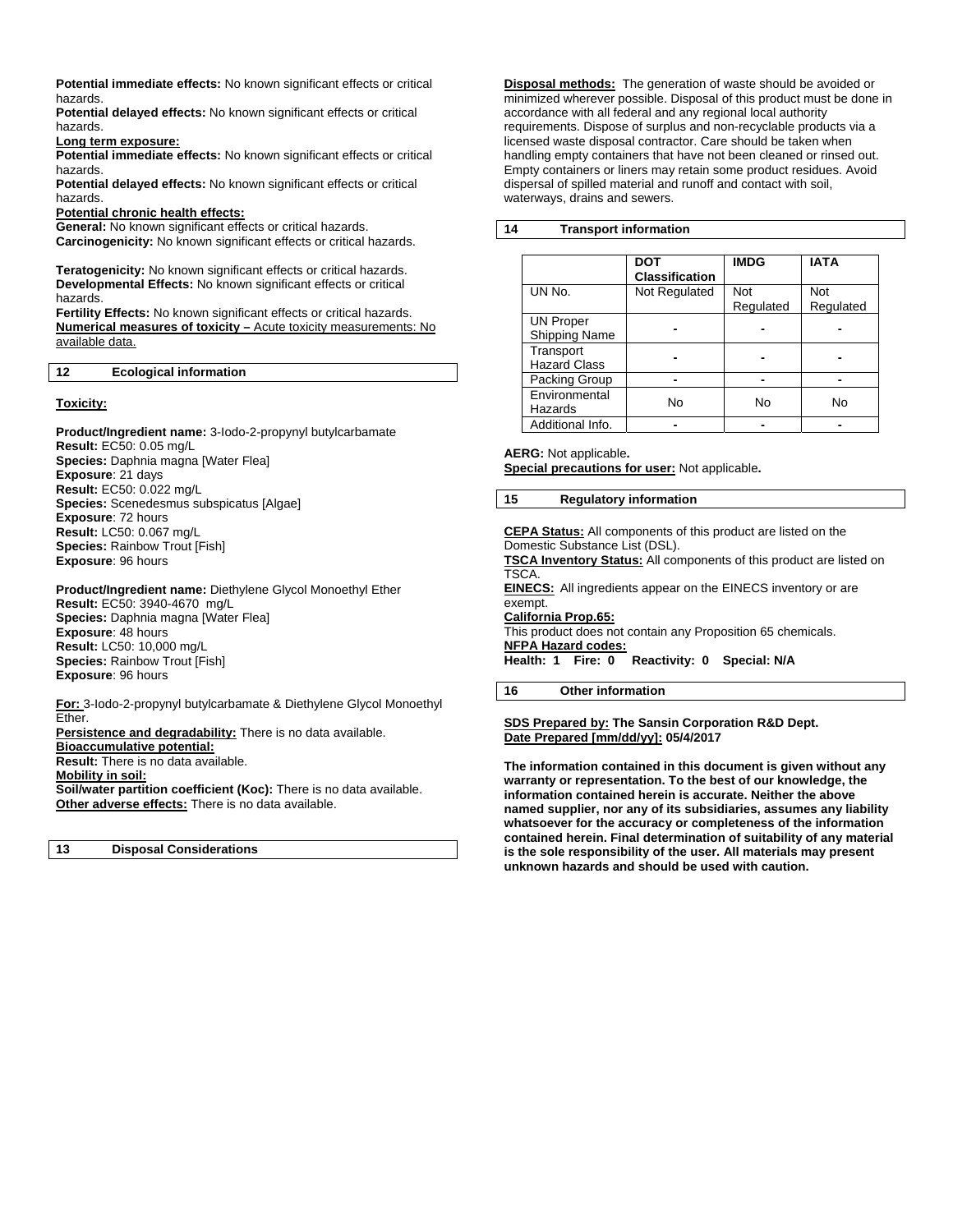**Potential immediate effects:** No known significant effects or critical hazards.
**Potential delayed effects:** No known significant effects or critical hazards.
**Long term exposure:**
**Potential immediate effects:** No known significant effects or critical hazards.
**Potential delayed effects:** No known significant effects or critical hazards.
**Potential chronic health effects:**
**General:** No known significant effects or critical hazards.
**Carcinogenicity:** No known significant effects or critical hazards.

**Teratogenicity:** No known significant effects or critical hazards.
**Developmental Effects:** No known significant effects or critical hazards.
**Fertility Effects:** No known significant effects or critical hazards.
**Numerical measures of toxicity –** Acute toxicity measurements: No available data.

## 12 Ecological information

**Toxicity:**

**Product/Ingredient name:** 3-Iodo-2-propynyl butylcarbamate
**Result:** EC50: 0.05 mg/L
**Species:** Daphnia magna [Water Flea]
**Exposure**: 21 days
**Result:** EC50: 0.022 mg/L
**Species:** Scenedesmus subspicatus [Algae]
**Exposure**: 72 hours
**Result:** LC50: 0.067 mg/L
**Species:** Rainbow Trout [Fish]
**Exposure**: 96 hours

**Product/Ingredient name:** Diethylene Glycol Monoethyl Ether
**Result:** EC50: 3940-4670 mg/L
**Species:** Daphnia magna [Water Flea]
**Exposure**: 48 hours
**Result:** LC50: 10,000 mg/L
**Species:** Rainbow Trout [Fish]
**Exposure**: 96 hours

**For:** 3-Iodo-2-propynyl butylcarbamate & Diethylene Glycol Monoethyl Ether.
**Persistence and degradability:** There is no data available.
**Bioaccumulative potential:**
**Result:** There is no data available.
**Mobility in soil:**
**Soil/water partition coefficient (Koc):** There is no data available.
**Other adverse effects:** There is no data available.

## 13 Disposal Considerations

**Disposal methods:** The generation of waste should be avoided or minimized wherever possible. Disposal of this product must be done in accordance with all federal and any regional local authority requirements. Dispose of surplus and non-recyclable products via a licensed waste disposal contractor. Care should be taken when handling empty containers that have not been cleaned or rinsed out. Empty containers or liners may retain some product residues. Avoid dispersal of spilled material and runoff and contact with soil, waterways, drains and sewers.

## 14 Transport information

| | DOT Classification | IMDG | IATA |
|---|---|---|---|
| UN No. | Not Regulated | Not Regulated | Not Regulated |
| UN Proper Shipping Name | - | - | - |
| Transport Hazard Class | - | - | - |
| Packing Group | - | - | - |
| Environmental Hazards | No | No | No |
| Additional Info. | - | - | - |

**AERG:** Not applicable**.**
**Special precautions for user:** Not applicable**.**

## 15 Regulatory information

**CEPA Status:** All components of this product are listed on the Domestic Substance List (DSL).
**TSCA Inventory Status:** All components of this product are listed on TSCA.
**EINECS:** All ingredients appear on the EINECS inventory or are exempt.
**California Prop.65:**
This product does not contain any Proposition 65 chemicals.
**NFPA Hazard codes:**
**Health: 1 Fire: 0 Reactivity: 0 Special: N/A**

## 16 Other information

**SDS Prepared by: The Sansin Corporation R&D Dept.**
**Date Prepared [mm/dd/yy]: 05/4/2017**

**The information contained in this document is given without any warranty or representation. To the best of our knowledge, the information contained herein is accurate. Neither the above named supplier, nor any of its subsidiaries, assumes any liability whatsoever for the accuracy or completeness of the information contained herein. Final determination of suitability of any material is the sole responsibility of the user. All materials may present unknown hazards and should be used with caution.**